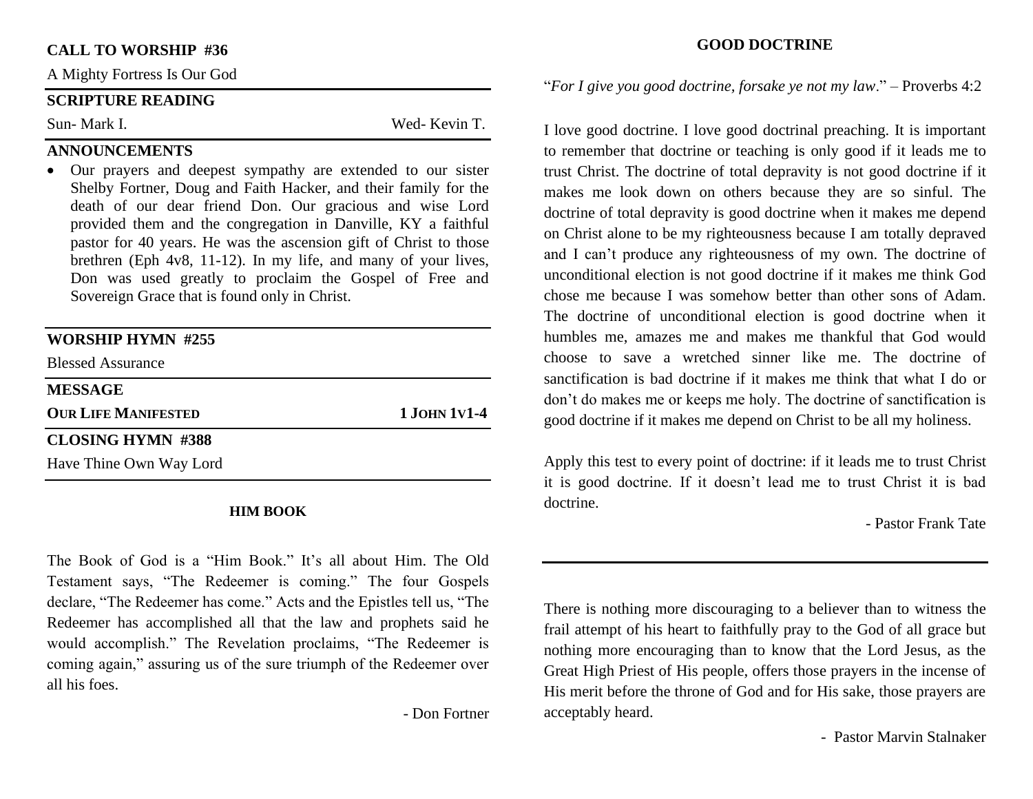**CALL TO WORSHIP #36**

A Mighty Fortress Is Our God

**SCRIPTURE READING**

Sun- Mark I. Wed- Kevin T.

**ANNOUNCEMENTS**

- Our prayers and deepest sympathy are extended to our sister Shelby Fortner, Doug and Faith Hacker, and their family for the death of our dear friend Don. Our gracious and wise Lord provided them and the congregation in Danville, KY a faithful pastor for 40 years. He was the ascension gift of Christ to those brethren (Eph 4v8, 11-12). In my life, and many of your lives, Don was used greatly to proclaim the Gospel of Free and Sovereign Grace that is found only in Christ.

**WORSHIP HYMN #255**

Blessed Assurance

**MESSAGE**

**OUR LIFE MANIFESTED** **1 JOHN 1V1-4**

**CLOSING HYMN #388**

Have Thine Own Way Lord

## HIM BOOK

The Book of God is a "Him Book." It's all about Him. The Old Testament says, "The Redeemer is coming." The four Gospels declare, "The Redeemer has come." Acts and the Epistles tell us, "The Redeemer has accomplished all that the law and prophets said he would accomplish." The Revelation proclaims, "The Redeemer is coming again," assuring us of the sure triumph of the Redeemer over all his foes.

- Don Fortner

## GOOD DOCTRINE

"*For I give you good doctrine, forsake ye not my law*." – Proverbs 4:2

I love good doctrine. I love good doctrinal preaching. It is important to remember that doctrine or teaching is only good if it leads me to trust Christ. The doctrine of total depravity is not good doctrine if it makes me look down on others because they are so sinful. The doctrine of total depravity is good doctrine when it makes me depend on Christ alone to be my righteousness because I am totally depraved and I can't produce any righteousness of my own. The doctrine of unconditional election is not good doctrine if it makes me think God chose me because I was somehow better than other sons of Adam. The doctrine of unconditional election is good doctrine when it humbles me, amazes me and makes me thankful that God would choose to save a wretched sinner like me. The doctrine of sanctification is bad doctrine if it makes me think that what I do or don't do makes me or keeps me holy. The doctrine of sanctification is good doctrine if it makes me depend on Christ to be all my holiness.

Apply this test to every point of doctrine: if it leads me to trust Christ it is good doctrine. If it doesn't lead me to trust Christ it is bad doctrine.

- Pastor Frank Tate

---

There is nothing more discouraging to a believer than to witness the frail attempt of his heart to faithfully pray to the God of all grace but nothing more encouraging than to know that the Lord Jesus, as the Great High Priest of His people, offers those prayers in the incense of His merit before the throne of God and for His sake, those prayers are acceptably heard.

- Pastor Marvin Stalnaker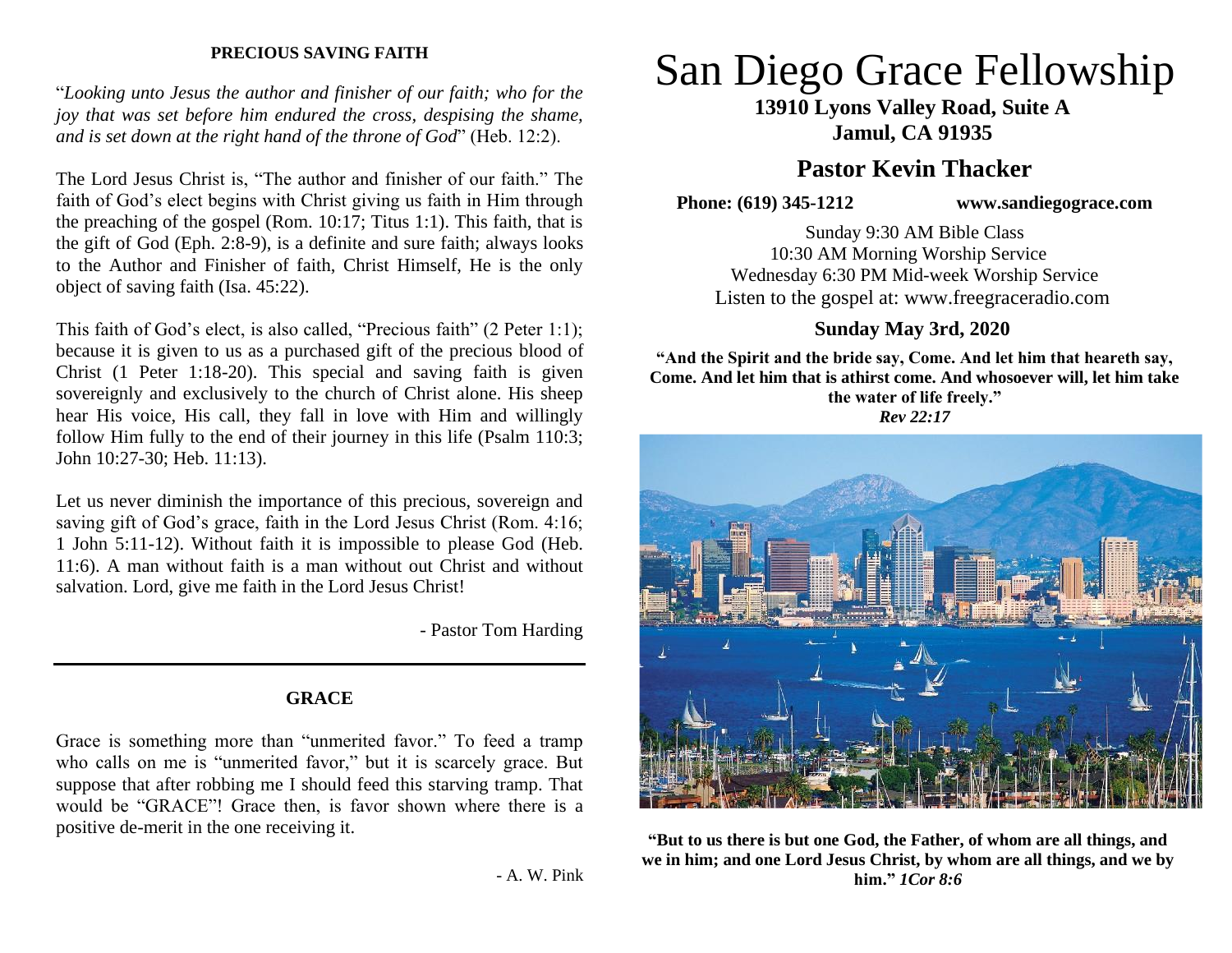**PRECIOUS SAVING FAITH**

"*Looking unto Jesus the author and finisher of our faith; who for the joy that was set before him endured the cross, despising the shame, and is set down at the right hand of the throne of God*" (Heb. 12:2).

The Lord Jesus Christ is, "The author and finisher of our faith." The faith of God's elect begins with Christ giving us faith in Him through the preaching of the gospel (Rom. 10:17; Titus 1:1). This faith, that is the gift of God (Eph. 2:8-9), is a definite and sure faith; always looks to the Author and Finisher of faith, Christ Himself, He is the only object of saving faith (Isa. 45:22).

This faith of God's elect, is also called, "Precious faith" (2 Peter 1:1); because it is given to us as a purchased gift of the precious blood of Christ (1 Peter 1:18-20). This special and saving faith is given sovereignly and exclusively to the church of Christ alone. His sheep hear His voice, His call, they fall in love with Him and willingly follow Him fully to the end of their journey in this life (Psalm 110:3; John 10:27-30; Heb. 11:13).

Let us never diminish the importance of this precious, sovereign and saving gift of God's grace, faith in the Lord Jesus Christ (Rom. 4:16; 1 John 5:11-12). Without faith it is impossible to please God (Heb. 11:6). A man without faith is a man without out Christ and without salvation. Lord, give me faith in the Lord Jesus Christ!

- Pastor Tom Harding

---

**GRACE**

Grace is something more than "unmerited favor." To feed a tramp who calls on me is "unmerited favor," but it is scarcely grace. But suppose that after robbing me I should feed this starving tramp. That would be "GRACE"! Grace then, is favor shown where there is a positive de-merit in the one receiving it.

- A. W. Pink

# San Diego Grace Fellowship

**13910 Lyons Valley Road, Suite A**
**Jamul, CA 91935**

## Pastor Kevin Thacker

**Phone: (619) 345-1212** **www.sandiegograce.com**

Sunday 9:30 AM Bible Class
10:30 AM Morning Worship Service
Wednesday 6:30 PM Mid-week Worship Service
Listen to the gospel at: www.freegraceradio.com

### Sunday May 3rd, 2020

**"And the Spirit and the bride say, Come. And let him that heareth say, Come. And let him that is athirst come. And whosoever will, let him take the water of life freely."**
***Rev 22:17***

**"But to us there is but one God, the Father, of whom are all things, and we in him; and one Lord Jesus Christ, by whom are all things, and we by him."** ***1Cor 8:6***